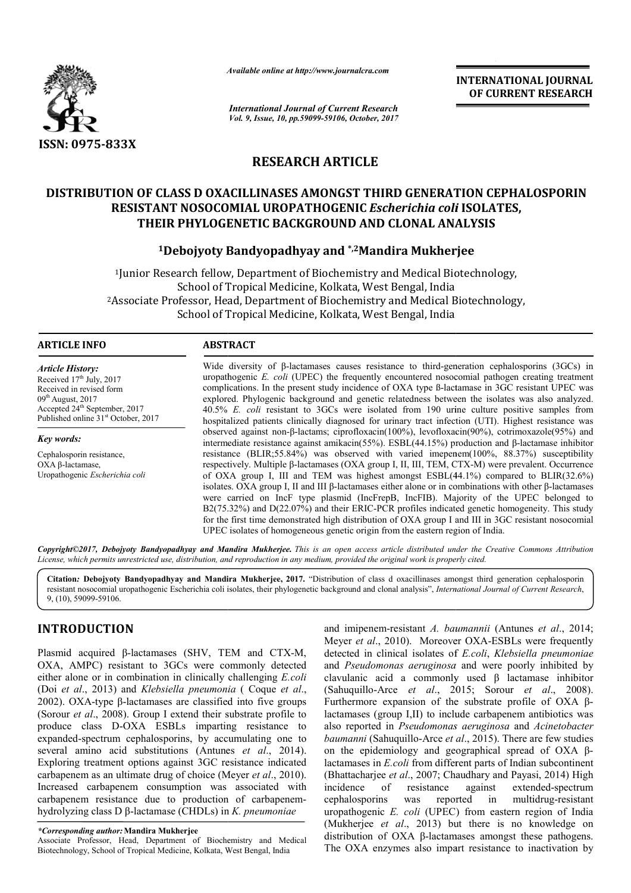Available online at http://www.journalcra.com

International Journal of Current Research
Vol. 9, Issue, 10, pp.59099-59106, October, 2017

INTERNATIONAL JOURNAL OF CURRENT RESEARCH

ISSN: 0975-833X

# RESEARCH ARTICLE

# DISTRIBUTION OF CLASS D OXACILLINASES AMONGST THIRD GENERATION CEPHALOSPORIN RESISTANT NOSOCOMIAL UROPATHOGENIC *Escherichia coli* ISOLATES, THEIR PHYLOGENETIC BACKGROUND AND CLONAL ANALYSIS

**[1]Debojyoty Bandyopadhyay and [*,2]Mandira Mukherjee**

[1]Junior Research fellow, Department of Biochemistry and Medical Biotechnology, School of Tropical Medicine, Kolkata, West Bengal, India

[2]Associate Professor, Head, Department of Biochemistry and Medical Biotechnology, School of Tropical Medicine, Kolkata, West Bengal, India

## ARTICLE INFO

*Article History:*

Received 17[th] July, 2017
Received in revised form 09[th] August, 2017
Accepted 24[th] September, 2017
Published online 31[st] October, 2017

*Key words:*

Cephalosporin resistance,
OXA β-lactamase,
Uropathogenic *Escherichia coli*

## ABSTRACT

Wide diversity of β-lactamases causes resistance to third-generation cephalosporins (3GCs) in uropathogenic *E. coli* (UPEC) the frequently encountered nosocomial pathogen creating treatment complications. In the present study incidence of OXA type ß-lactamase in 3GC resistant UPEC was explored. Phylogenic background and genetic relatedness between the isolates was also analyzed. 40.5% *E. coli* resistant to 3GCs were isolated from 190 urine culture positive samples from hospitalized patients clinically diagnosed for urinary tract infection (UTI). Highest resistance was observed against non-β-lactams; ciprofloxacin(100%), levofloxacin(90%), cotrimoxazole(95%) and intermediate resistance against amikacin(55%). ESBL(44.15%) production and β-lactamase inhibitor resistance (BLIR;55.84%) was observed with varied imepenem(100%, 88.37%) susceptibility respectively. Multiple β-lactamases (OXA group I, II, III, TEM, CTX-M) were prevalent. Occurrence of OXA group I, III and TEM was highest amongst ESBL(44.1%) compared to BLIR(32.6%) isolates. OXA group I, II and III β-lactamases either alone or in combinations with other β-lactamases were carried on IncF type plasmid (IncFrepB, IncFIB). Majority of the UPEC belonged to B2(75.32%) and D(22.07%) and their ERIC-PCR profiles indicated genetic homogeneity. This study for the first time demonstrated high distribution of OXA group I and III in 3GC resistant nosocomial UPEC isolates of homogeneous genetic origin from the eastern region of India.

*Copyright©2017, Debojyoty Bandyopadhyay and Mandira Mukherjee. This is an open access article distributed under the Creative Commons Attribution License, which permits unrestricted use, distribution, and reproduction in any medium, provided the original work is properly cited.*

**Citation: Debojyoty Bandyopadhyay and Mandira Mukherjee, 2017.** "Distribution of class d oxacillinases amongst third generation cephalosporin resistant nosocomial uropathogenic Escherichia coli isolates, their phylogenetic background and clonal analysis", *International Journal of Current Research*, 9, (10), 59099-59106.

## INTRODUCTION

Plasmid acquired β-lactamases (SHV, TEM and CTX-M, OXA, AMPC) resistant to 3GCs were commonly detected either alone or in combination in clinically challenging *E.coli* (Doi *et al*., 2013) and *Klebsiella pneumonia* ( Coque *et al*., 2002). OXA-type β-lactamases are classified into five groups (Sorour *et al*., 2008). Group I extend their substrate profile to produce class D-OXA ESBLs imparting resistance to expanded-spectrum cephalosporins, by accumulating one to several amino acid substitutions (Antunes *et al*., 2014). Exploring treatment options against 3GC resistance indicated carbapenem as an ultimate drug of choice (Meyer *et al*., 2010). Increased carbapenem consumption was associated with carbapenem resistance due to production of carbapenem-hydrolyzing class D β-lactamase (CHDLs) in *K. pneumoniae* and imipenem-resistant *A. baumannii* (Antunes *et al*., 2014; Meyer *et al*., 2010). Moreover OXA-ESBLs were frequently detected in clinical isolates of *E.coli*, *Klebsiella pneumoniae* and *Pseudomonas aeruginosa* and were poorly inhibited by clavulanic acid a commonly used β lactamase inhibitor (Sahuquillo-Arce *et al*., 2015; Sorour *et al*., 2008). Furthermore expansion of the substrate profile of OXA β-lactamases (group I,II) to include carbapenem antibiotics was also reported in *Pseudomonas aeruginosa* and *Acinetobacter baumanni* (Sahuquillo-Arce *et al*., 2015). There are few studies on the epidemiology and geographical spread of OXA β-lactamases in *E.coli* from different parts of Indian subcontinent (Bhattacharjee *et al*., 2007; Chaudhary and Payasi, 2014) High incidence of resistance against extended-spectrum cephalosporins was reported in multidrug-resistant uropathogenic *E. coli* (UPEC) from eastern region of India (Mukherjee *et al*., 2013) but there is no knowledge on distribution of OXA β-lactamases amongst these pathogens. The OXA enzymes also impart resistance to inactivation by

**\*Corresponding author: Mandira Mukherjee**
Associate Professor, Head, Department of Biochemistry and Medical Biotechnology, School of Tropical Medicine, Kolkata, West Bengal, India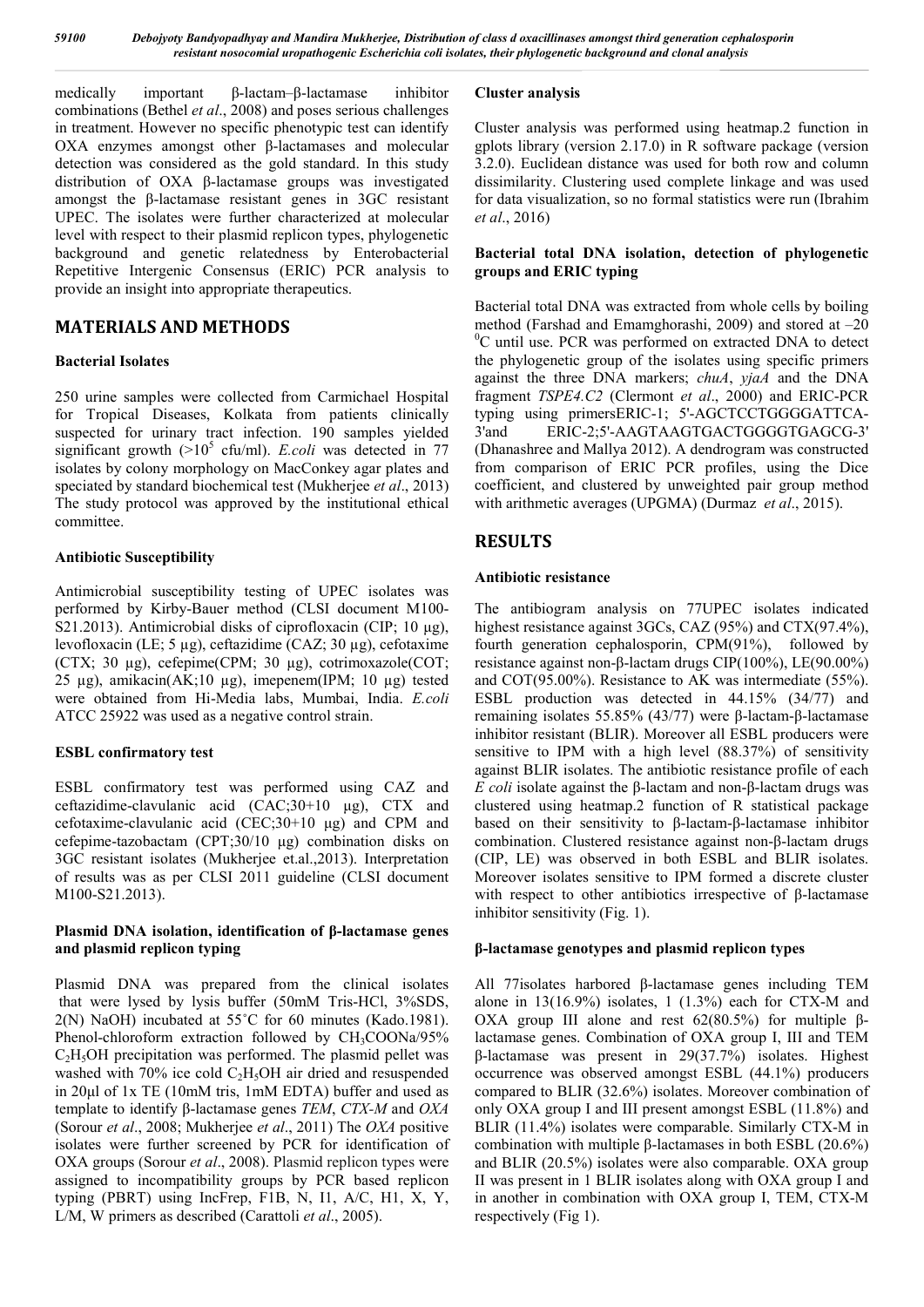medically important β-lactam–β-lactamase inhibitor combinations (Bethel *et al*., 2008) and poses serious challenges in treatment. However no specific phenotypic test can identify OXA enzymes amongst other β-lactamases and molecular detection was considered as the gold standard. In this study distribution of OXA β-lactamase groups was investigated amongst the β-lactamase resistant genes in 3GC resistant UPEC. The isolates were further characterized at molecular level with respect to their plasmid replicon types, phylogenetic background and genetic relatedness by Enterobacterial Repetitive Intergenic Consensus (ERIC) PCR analysis to provide an insight into appropriate therapeutics.

## MATERIALS AND METHODS

### Bacterial Isolates

250 urine samples were collected from Carmichael Hospital for Tropical Diseases, Kolkata from patients clinically suspected for urinary tract infection. 190 samples yielded significant growth (>$10^5$ cfu/ml). *E.coli* was detected in 77 isolates by colony morphology on MacConkey agar plates and speciated by standard biochemical test (Mukherjee *et al*., 2013) The study protocol was approved by the institutional ethical committee.

### Antibiotic Susceptibility

Antimicrobial susceptibility testing of UPEC isolates was performed by Kirby-Bauer method (CLSI document M100-S21.2013). Antimicrobial disks of ciprofloxacin (CIP; 10 µg), levofloxacin (LE; 5 µg), ceftazidime (CAZ; 30 µg), cefotaxime (CTX; 30 µg), cefepime(CPM; 30 µg), cotrimoxazole(COT; 25 µg), amikacin(AK;10 µg), imepenem(IPM; 10 µg) tested were obtained from Hi-Media labs, Mumbai, India. *E.coli* ATCC 25922 was used as a negative control strain.

### ESBL confirmatory test

ESBL confirmatory test was performed using CAZ and ceftazidime-clavulanic acid (CAC;30+10 µg), CTX and cefotaxime-clavulanic acid (CEC;30+10 µg) and CPM and cefepime-tazobactam (CPT;30/10 µg) combination disks on 3GC resistant isolates (Mukherjee et.al.,2013). Interpretation of results was as per CLSI 2011 guideline (CLSI document M100-S21.2013).

### Plasmid DNA isolation, identification of β-lactamase genes and plasmid replicon typing

Plasmid DNA was prepared from the clinical isolates that were lysed by lysis buffer (50mM Tris-HCl, 3%SDS, 2(N) NaOH) incubated at 55˚C for 60 minutes (Kado.1981). Phenol-chloroform extraction followed by $CH_3COONa$/95% $C_2H_5OH$ precipitation was performed. The plasmid pellet was washed with 70% ice cold $C_2H_5OH$ air dried and resuspended in 20µl of 1x TE (10mM tris, 1mM EDTA) buffer and used as template to identify β-lactamase genes *TEM*, *CTX-M* and *OXA* (Sorour *et al*., 2008; Mukherjee *et al*., 2011) The *OXA* positive isolates were further screened by PCR for identification of OXA groups (Sorour *et al*., 2008). Plasmid replicon types were assigned to incompatibility groups by PCR based replicon typing (PBRT) using IncFrep, F1B, N, I1, A/C, H1, X, Y, L/M, W primers as described (Carattoli *et al*., 2005).

### Cluster analysis

Cluster analysis was performed using heatmap.2 function in gplots library (version 2.17.0) in R software package (version 3.2.0). Euclidean distance was used for both row and column dissimilarity. Clustering used complete linkage and was used for data visualization, so no formal statistics were run (Ibrahim *et al*., 2016)

### Bacterial total DNA isolation, detection of phylogenetic groups and ERIC typing

Bacterial total DNA was extracted from whole cells by boiling method (Farshad and Emamghorashi, 2009) and stored at –20 $^0$C until use. PCR was performed on extracted DNA to detect the phylogenetic group of the isolates using specific primers against the three DNA markers; *chuA*, *yjaA* and the DNA fragment *TSPE4.C2* (Clermont *et al*., 2000) and ERIC-PCR typing using primersERIC-1; 5'-AGCTCCTGGGGATTCA-3'and ERIC-2;5'-AAGTAAGTGACTGGGGTGAGCG-3' (Dhanashree and Mallya 2012). A dendrogram was constructed from comparison of ERIC PCR profiles, using the Dice coefficient, and clustered by unweighted pair group method with arithmetic averages (UPGMA) (Durmaz *et al*., 2015).

## RESULTS

### Antibiotic resistance

The antibiogram analysis on 77UPEC isolates indicated highest resistance against 3GCs, CAZ (95%) and CTX(97.4%), fourth generation cephalosporin, CPM(91%), followed by resistance against non-β-lactam drugs CIP(100%), LE(90.00%) and COT(95.00%). Resistance to AK was intermediate (55%). ESBL production was detected in 44.15% (34/77) and remaining isolates 55.85% (43/77) were β-lactam-β-lactamase inhibitor resistant (BLIR). Moreover all ESBL producers were sensitive to IPM with a high level (88.37%) of sensitivity against BLIR isolates. The antibiotic resistance profile of each *E coli* isolate against the β-lactam and non-β-lactam drugs was clustered using heatmap.2 function of R statistical package based on their sensitivity to β-lactam-β-lactamase inhibitor combination. Clustered resistance against non-β-lactam drugs (CIP, LE) was observed in both ESBL and BLIR isolates. Moreover isolates sensitive to IPM formed a discrete cluster with respect to other antibiotics irrespective of β-lactamase inhibitor sensitivity (Fig. 1).

### β-lactamase genotypes and plasmid replicon types

All 77isolates harbored β-lactamase genes including TEM alone in 13(16.9%) isolates, 1 (1.3%) each for CTX-M and OXA group III alone and rest 62(80.5%) for multiple β-lactamase genes. Combination of OXA group I, III and TEM β-lactamase was present in 29(37.7%) isolates. Highest occurrence was observed amongst ESBL (44.1%) producers compared to BLIR (32.6%) isolates. Moreover combination of only OXA group I and III present amongst ESBL (11.8%) and BLIR (11.4%) isolates were comparable. Similarly CTX-M in combination with multiple β-lactamases in both ESBL (20.6%) and BLIR (20.5%) isolates were also comparable. OXA group II was present in 1 BLIR isolates along with OXA group I and in another in combination with OXA group I, TEM, CTX-M respectively (Fig 1).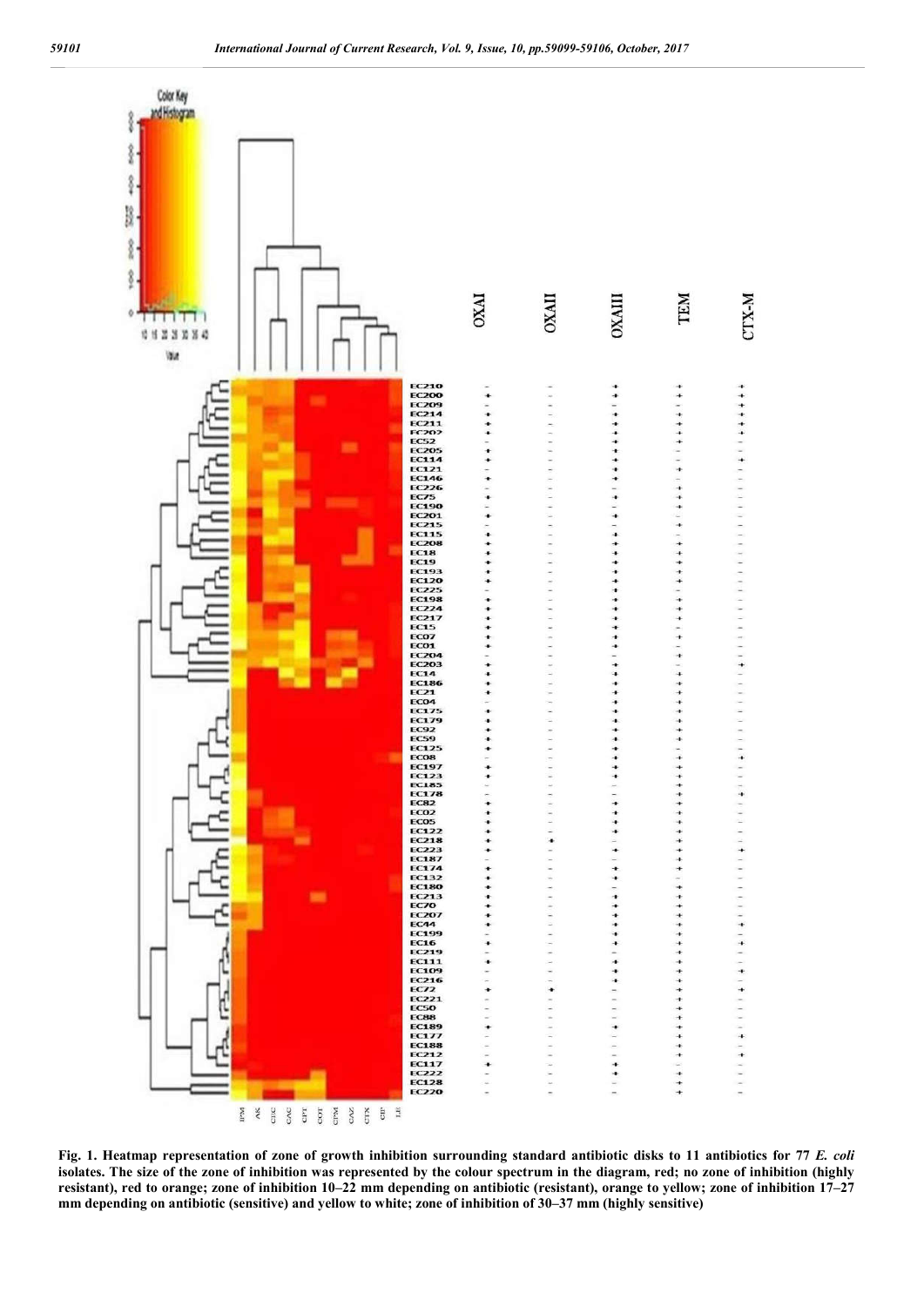Fig. 1. Heatmap representation of zone of growth inhibition surrounding standard antibiotic disks to 11 antibiotics for 77 *E. coli* isolates. The size of the zone of inhibition was represented by the colour spectrum in the diagram, red; no zone of inhibition (highly resistant), red to orange; zone of inhibition 10–22 mm depending on antibiotic (resistant), orange to yellow; zone of inhibition 17–27 mm depending on antibiotic (sensitive) and yellow to white; zone of inhibition of 30–37 mm (highly sensitive)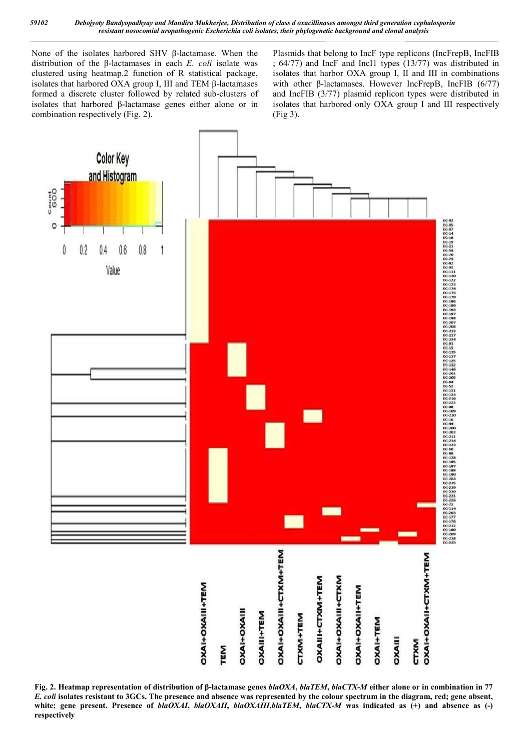None of the isolates harbored SHV β-lactamase. When the distribution of the β-lactamases in each *E. coli* isolate was clustered using heatmap.2 function of R statistical package, isolates that harbored OXA group I, III and TEM β-lactamases formed a discrete cluster followed by related sub-clusters of isolates that harbored β-lactamase genes either alone or in combination respectively (Fig. 2).

Plasmids that belong to IncF type replicons (IncFrepB, IncFIB ; 64/77) and IncF and IncI1 types (13/77) was distributed in isolates that harbor OXA group I, II and III in combinations with other β-lactamases. However IncFrepB, IncFIB (6/77) and IncFIB (3/77) plasmid replicon types were distributed in isolates that harbored only OXA group I and III respectively (Fig 3).

**Fig. 2. Heatmap representation of distribution of β-lactamase genes *blaOXA*, *blaTEM*, *blaCTX-M* either alone or in combination in 77 *E. coli* isolates resistant to 3GCs. The presence and absence was represented by the colour spectrum in the diagram, red; gene absent, white; gene present. Presence of *blaOXAI*, *blaOXAII*, *blaOXAIII*,*blaTEM*, *blaCTX-M* was indicated as (+) and absence as (-) respectively**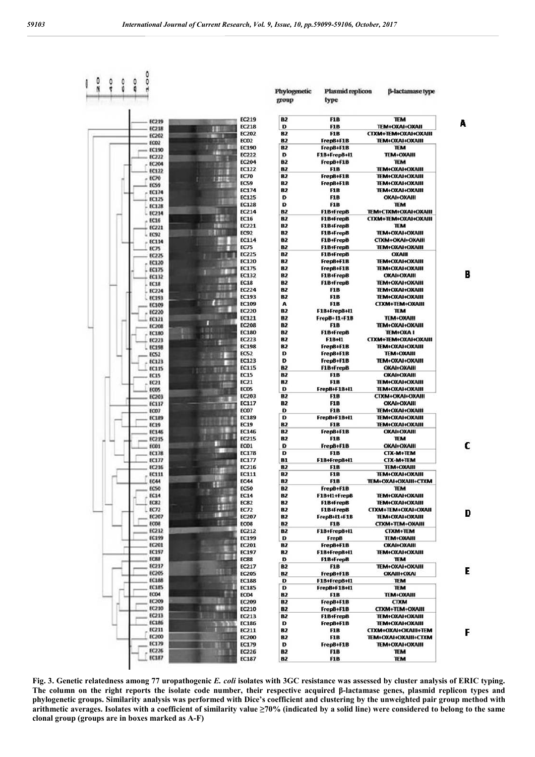| Isolate | Phylogenetic group | Plasmid replicon type | β-lactamase type |
|---|---|---|---|
| EC219 | B2 | F1B | TEM |
| EC218 | D | F1B | TEM+OXAI+OXAII |
| EC202 | B2 | F1B | CTXM+TEM+OXAI+OXAIII |
| EC02 | B2 | FrepB+F1B | TEM+OXAI+OXAIII |
| EC190 | B2 | FrepB+F1B | TEM |
| EC222 | D | F1B+FrepB+I1 | TEM+OXAIII |
| EC204 | B2 | FrepB+F1B | TEM |
| EC122 | B2 | F1B | TEM+OXAI+OXAIII |
| EC70 | B2 | FrepB+F1B | TEM+OXAI+OXAIII |
| EC59 | B2 | FrepB+F1B | TEM+OXAI+OXAIII |
| EC174 | B2 | F1B | TEM+OXAI+OXAIII |
| EC125 | D | F1B | OXAI+OXAIII |
| EC128 | D | F1B | TEM |
| EC214 | B2 | F1B+FrepB | TEM+CTXM+OXAI+OXAIII |
| EC16 | B2 | F1B+FrepB | CTXM+TEM+OXAI+OXAIII |
| EC221 | B2 | F1B+FrepB | TEM |
| EC92 | B2 | F1B+FrepB | TEM+OXAI+OXAIII |
| EC114 | B2 | F1B+FrepB | CTXM+OXAI+OXAIII |
| EC75 | B2 | F1B+FrepB | TEM+OXAI+OXAIII |
| EC225 | B2 | F1B+FrepB | OXAIII |
| EC120 | B2 | FrepB+F1B | TEM+OXAI+OXAIII |
| EC175 | B2 | FrepB+F1B | TEM+OXAI+OXAIII |
| EC132 | B2 | F1B+FrepB | OXAI+OXAIII |
| EC18 | B2 | F1B+FrepB | TEM+OXAI+OXAIII |
| EC224 | B2 | F1B | TEM+OXAI+OXAIII |
| EC193 | B2 | F1B | TEM+OXAI+OXAIII |
| EC109 | A | F1B | CTXM+TEM+OXAIII |
| EC220 | B2 | F1B+FrepB+I1 | TEM |
| EC121 | B2 | FrepB+I1+F1B | TEM+OXAIII |
| EC208 | B2 | F1B | TEM+OXAI+OXAIII |
| EC180 | B2 | F1B+FrepB | TEM+OXA I |
| EC223 | B2 | F1B+I1 | CTXM+TEM+OXAI+OXAIII |
| EC198 | B2 | FrepB+F1B | TEM+OXAI+OXAIII |
| EC52 | D | FrepB+F1B | TEM+OXAIII |
| EC123 | D | FrepB+F1B | TEM+OXAI+OXAIII |
| EC115 | B2 | F1B+FrepB | OXAI+OXAIII |
| EC15 | B2 | F1B | OXAI+OXAIII |
| EC21 | B2 | F1B | TEM+OXAI+OXAIII |
| EC05 | D | FrepB+F1B+I1 | TEM+OXAI+OXAIII |
| EC203 | B2 | F1B | CTXM+OXAI+OXAIII |
| EC117 | B2 | F1B | OXAI+OXAIII |
| EC07 | D | F1B | TEM+OXAI+OXAIII |
| EC189 | D | FrepB+F1B+I1 | TEM+OXAI+OXAIII |
| EC19 | B2 | F1B | TEM+OXAI+OXAIII |
| EC146 | B2 | FrepB+F1B | OXAI+OXAIII |
| EC215 | B2 | F1B | TEM |
| EC01 | D | FrepB+F1B | OXAI+OXAIII |
| EC178 | D | F1B | CTX-M+TEM |
| EC177 | B1 | F1B+FrepB+I1 | CTX-M+TEM |
| EC216 | B2 | F1B | TEM+OXAIII |
| EC111 | B2 | F1B | TEM+OXAI+OXAIII |
| EC44 | B2 | F1B | TEM+OXAI+OXAIII+CTXM |
| EC50 | B2 | FrepB+F1B | TEM |
| EC14 | B2 | F1B+I1+FrepB | TEM+OXAI+OXAIII |
| EC82 | B2 | F1B+FrepB | TEM+OXAI+OXAIII |
| EC72 | B2 | F1B+FrepB | CTXM+TEM+OXAI+OXAII |
| EC207 | B2 | FrepB+I1+F1B | TEM+OXAI+OXAIII |
| EC08 | B2 | F1B | CTXM+TEM+OXAIII |
| EC212 | B2 | F1B+FrepB+I1 | CTXM+TEM |
| EC199 | D | FrepB | TEM+OXAIII |
| EC201 | B2 | FrepB+F1B | OXAI+OXAIII |
| EC197 | B2 | F1B+FrepB+I1 | TEM+OXAI+OXAIII |
| EC88 | D | F1B+FrepB | TEM |
| EC217 | B2 | F1B | TEM+OXAI+OXAIII |
| EC205 | B2 | FrepB+F1B | OXAIII+OXAI |
| EC188 | D | F1B+FrepB+I1 | TEM |
| EC185 | D | FrepB+F1B+I1 | TEM |
| EC04 | B2 | F1B | TEM+OXAIII |
| EC209 | B2 | FrepB+F1B | CTXM |
| EC210 | B2 | FrepB+F1B | CTXM+TEM+OXAIII |
| EC213 | B2 | F1B+FrepB | TEM+OXAI+OXAIII |
| EC186 | D | FrepB+F1B | TEM+OXAI+OXAIII |
| EC211 | B2 | F1B | CTXM+OXAI+OXAIII+TEM |
| EC200 | B2 | F1B | TEM+OXAI+OXAIII+CTXM |
| EC179 | D | FrepB+F1B | TEM+OXAI+OXAIII |
| EC226 | B2 | F1B | TEM |
| EC187 | B2 | F1B | TEM |

**Fig. 3. Genetic relatedness among 77 uropathogenic *E. coli* isolates with 3GC resistance was assessed by cluster analysis of ERIC typing. The column on the right reports the isolate code number, their respective acquired β-lactamase genes, plasmid replicon types and phylogenetic groups. Similarity analysis was performed with Dice's coefficient and clustering by the unweighted pair group method with arithmetic averages. Isolates with a coefficient of similarity value ≥70% (indicated by a solid line) were considered to belong to the same clonal group (groups are in boxes marked as A-F)**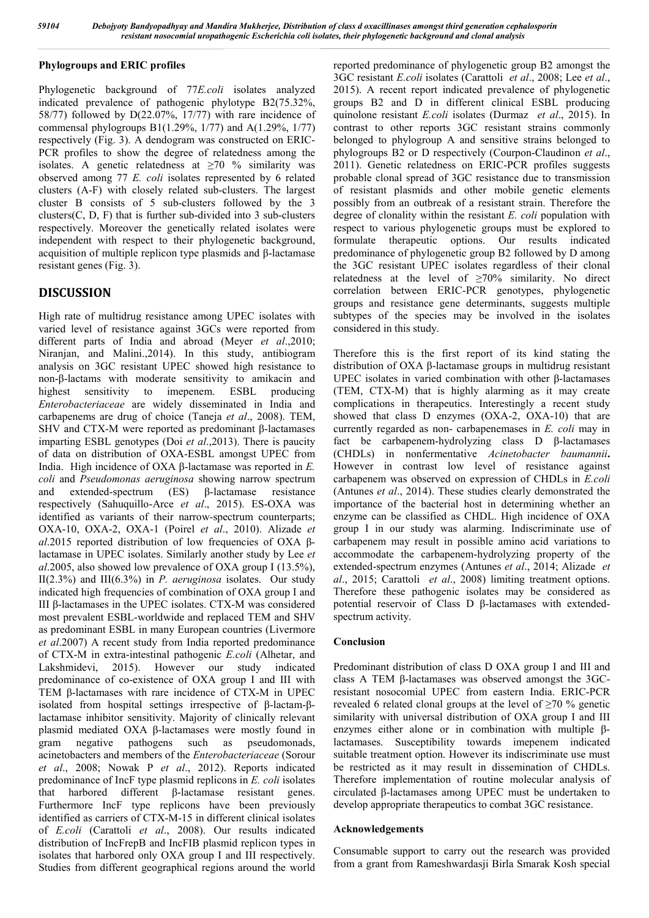**Phylogroups and ERIC profiles**

Phylogenetic background of 77*E.coli* isolates analyzed indicated prevalence of pathogenic phylotype B2(75.32%, 58/77) followed by D(22.07%, 17/77) with rare incidence of commensal phylogroups B1(1.29%, 1/77) and A(1.29%, 1/77) respectively (Fig. 3). A dendogram was constructed on ERIC-PCR profiles to show the degree of relatedness among the isolates. A genetic relatedness at ≥70 % similarity was observed among 77 *E. coli* isolates represented by 6 related clusters (A-F) with closely related sub-clusters. The largest cluster B consists of 5 sub-clusters followed by the 3 clusters(C, D, F) that is further sub-divided into 3 sub-clusters respectively. Moreover the genetically related isolates were independent with respect to their phylogenetic background, acquisition of multiple replicon type plasmids and β-lactamase resistant genes (Fig. 3).

## DISCUSSION

High rate of multidrug resistance among UPEC isolates with varied level of resistance against 3GCs were reported from different parts of India and abroad (Meyer *et al*.,2010; Niranjan, and Malini.,2014). In this study, antibiogram analysis on 3GC resistant UPEC showed high resistance to non-β-lactams with moderate sensitivity to amikacin and highest sensitivity to imepenem. ESBL producing *Enterobacteriaceae* are widely disseminated in India and carbapenems are drug of choice (Taneja *et al*., 2008). TEM, SHV and CTX-M were reported as predominant β-lactamases imparting ESBL genotypes (Doi *et al*.,2013). There is paucity of data on distribution of OXA-ESBL amongst UPEC from India. High incidence of OXA β-lactamase was reported in *E. coli* and *Pseudomonas aeruginosa* showing narrow spectrum and extended-spectrum (ES) β-lactamase resistance respectively (Sahuquillo-Arce *et al*., 2015). ES-OXA was identified as variants of their narrow-spectrum counterparts; OXA-10, OXA-2, OXA-1 (Poirel *et al*., 2010). Alizade *et al*.2015 reported distribution of low frequencies of OXA β-lactamase in UPEC isolates. Similarly another study by Lee *et al*.2005, also showed low prevalence of OXA group I (13.5%), II(2.3%) and III(6.3%) in *P. aeruginosa* isolates. Our study indicated high frequencies of combination of OXA group I and III β-lactamases in the UPEC isolates. CTX-M was considered most prevalent ESBL-worldwide and replaced TEM and SHV as predominant ESBL in many European countries (Livermore *et al*.2007) A recent study from India reported predominance of CTX-M in extra-intestinal pathogenic *E.coli* (Alhetar, and Lakshmidevi, 2015). However our study indicated predominance of co-existence of OXA group I and III with TEM β-lactamases with rare incidence of CTX-M in UPEC isolated from hospital settings irrespective of β-lactam-β-lactamase inhibitor sensitivity. Majority of clinically relevant plasmid mediated OXA β-lactamases were mostly found in gram negative pathogens such as pseudomonads, acinetobacters and members of the *Enterobacteriaceae* (Sorour *et al*., 2008; Nowak P *et al*., 2012). Reports indicated predominance of IncF type plasmid replicons in *E. coli* isolates that harbored different β-lactamase resistant genes. Furthermore IncF type replicons have been previously identified as carriers of CTX-M-15 in different clinical isolates of *E.coli* (Carattoli *et al*., 2008). Our results indicated distribution of IncFrepB and IncFIB plasmid replicon types in isolates that harbored only OXA group I and III respectively. Studies from different geographical regions around the world reported predominance of phylogenetic group B2 amongst the 3GC resistant *E.coli* isolates (Carattoli *et al*., 2008; Lee *et al*., 2015). A recent report indicated prevalence of phylogenetic groups B2 and D in different clinical ESBL producing quinolone resistant *E.coli* isolates (Durmaz *et al*., 2015). In contrast to other reports 3GC resistant strains commonly belonged to phylogroup A and sensitive strains belonged to phylogroups B2 or D respectively (Courpon-Claudinon *et al*., 2011). Genetic relatedness on ERIC-PCR profiles suggests probable clonal spread of 3GC resistance due to transmission of resistant plasmids and other mobile genetic elements possibly from an outbreak of a resistant strain. Therefore the degree of clonality within the resistant *E. coli* population with respect to various phylogenetic groups must be explored to formulate therapeutic options. Our results indicated predominance of phylogenetic group B2 followed by D among the 3GC resistant UPEC isolates regardless of their clonal relatedness at the level of ≥70% similarity. No direct correlation between ERIC-PCR genotypes, phylogenetic groups and resistance gene determinants, suggests multiple subtypes of the species may be involved in the isolates considered in this study.

Therefore this is the first report of its kind stating the distribution of OXA β-lactamase groups in multidrug resistant UPEC isolates in varied combination with other β-lactamases (TEM, CTX-M) that is highly alarming as it may create complications in therapeutics. Interestingly a recent study showed that class D enzymes (OXA-2, OXA-10) that are currently regarded as non- carbapenemases in *E. coli* may in fact be carbapenem-hydrolyzing class D β-lactamases (CHDLs) in nonfermentative *Acinetobacter baumannii***.** However in contrast low level of resistance against carbapenem was observed on expression of CHDLs in *E.coli* (Antunes *et al*., 2014). These studies clearly demonstrated the importance of the bacterial host in determining whether an enzyme can be classified as CHDL. High incidence of OXA group I in our study was alarming. Indiscriminate use of carbapenem may result in possible amino acid variations to accommodate the carbapenem-hydrolyzing property of the extended-spectrum enzymes (Antunes *et al*., 2014; Alizade *et al*., 2015; Carattoli *et al*., 2008) limiting treatment options. Therefore these pathogenic isolates may be considered as potential reservoir of Class D β-lactamases with extended-spectrum activity.

### Conclusion

Predominant distribution of class D OXA group I and III and class A TEM β-lactamases was observed amongst the 3GC-resistant nosocomial UPEC from eastern India. ERIC-PCR revealed 6 related clonal groups at the level of ≥70 % genetic similarity with universal distribution of OXA group I and III enzymes either alone or in combination with multiple β-lactamases. Susceptibility towards imepenem indicated suitable treatment option. However its indiscriminate use must be restricted as it may result in dissemination of CHDLs. Therefore implementation of routine molecular analysis of circulated β-lactamases among UPEC must be undertaken to develop appropriate therapeutics to combat 3GC resistance.

### Acknowledgements

Consumable support to carry out the research was provided from a grant from Rameshwardasji Birla Smarak Kosh special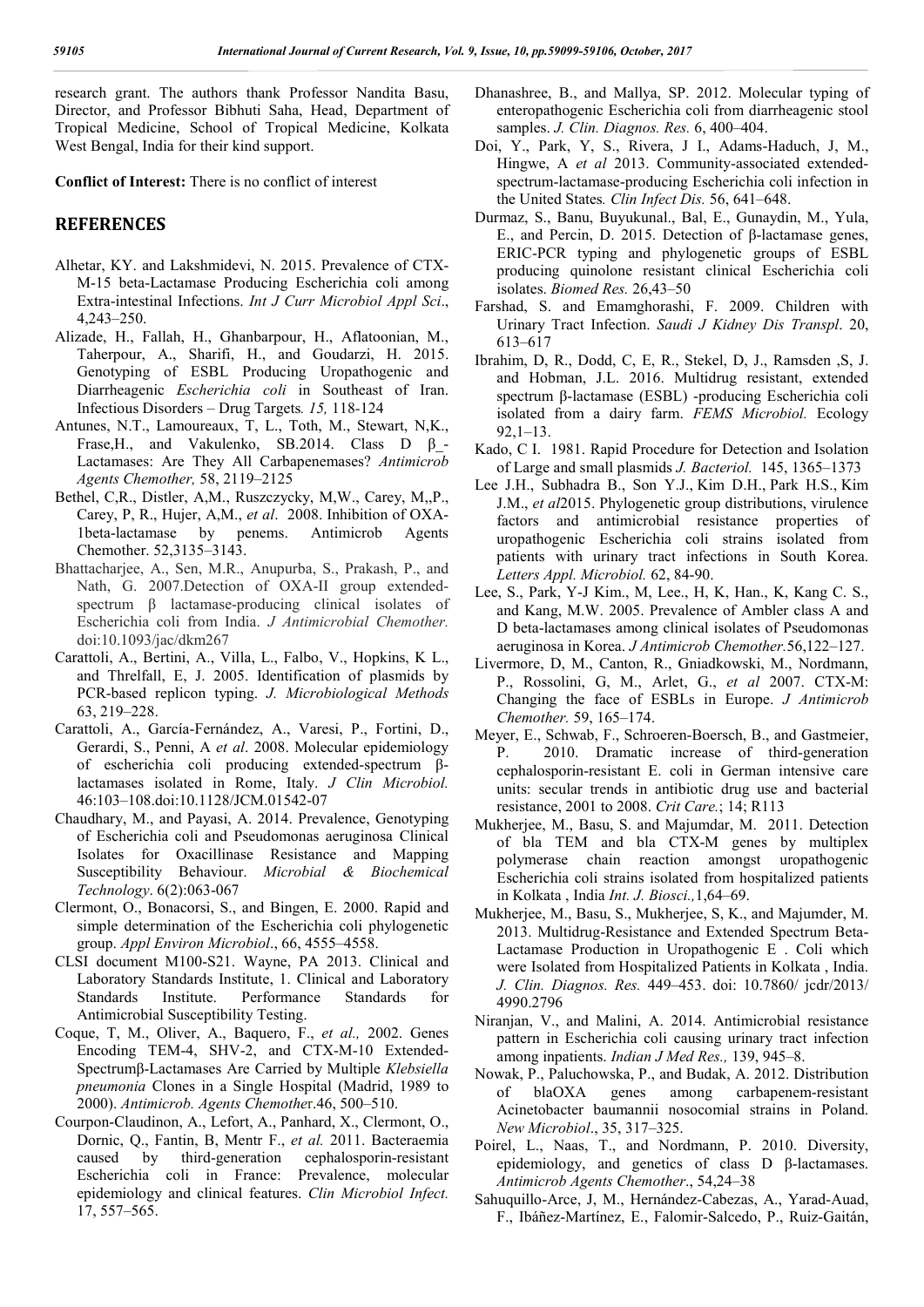research grant. The authors thank Professor Nandita Basu, Director, and Professor Bibhuti Saha, Head, Department of Tropical Medicine, School of Tropical Medicine, Kolkata West Bengal, India for their kind support.

**Conflict of Interest:** There is no conflict of interest

## REFERENCES

Alhetar, KY. and Lakshmidevi, N. 2015. Prevalence of CTX-M-15 beta-Lactamase Producing Escherichia coli among Extra-intestinal Infections. *Int J Curr Microbiol Appl Sci*., 4,243–250.

Alizade, H., Fallah, H., Ghanbarpour, H., Aflatoonian, M., Taherpour, A., Sharifi, H., and Goudarzi, H. 2015. Genotyping of ESBL Producing Uropathogenic and Diarrheagenic *Escherichia coli* in Southeast of Iran. Infectious Disorders – Drug Targets*. 15,* 118-124

Antunes, N.T., Lamoureaux, T, L., Toth, M., Stewart, N,K., Frase,H., and Vakulenko, SB.2014. Class D β_-Lactamases: Are They All Carbapenemases? *Antimicrob Agents Chemother,* 58, 2119–2125

Bethel, C,R., Distler, A,M., Ruszczycky, M,W., Carey, M,,P., Carey, P, R., Hujer, A,M., *et al*. 2008. Inhibition of OXA-1beta-lactamase by penems. Antimicrob Agents Chemother. 52,3135–3143.

Bhattacharjee, A., Sen, M.R., Anupurba, S., Prakash, P., and Nath, G. 2007.Detection of OXA-II group extended-spectrum β lactamase-producing clinical isolates of Escherichia coli from India. *J Antimicrobial Chemother.* doi:10.1093/jac/dkm267

Carattoli, A., Bertini, A., Villa, L., Falbo, V., Hopkins, K L., and Threlfall, E, J. 2005. Identification of plasmids by PCR-based replicon typing. *J. Microbiological Methods* 63, 219–228.

Carattoli, A., García-Fernández, A., Varesi, P., Fortini, D., Gerardi, S., Penni, A *et al*. 2008. Molecular epidemiology of escherichia coli producing extended-spectrum β-lactamases isolated in Rome, Italy. *J Clin Microbiol.* 46:103–108.doi:10.1128/JCM.01542-07

Chaudhary, M., and Payasi, A. 2014. Prevalence, Genotyping of Escherichia coli and Pseudomonas aeruginosa Clinical Isolates for Oxacillinase Resistance and Mapping Susceptibility Behaviour. *Microbial & Biochemical Technology*. 6(2):063-067

Clermont, O., Bonacorsi, S., and Bingen, E. 2000. Rapid and simple determination of the Escherichia coli phylogenetic group. *Appl Environ Microbiol*., 66, 4555–4558.

CLSI document M100-S21. Wayne, PA 2013. Clinical and Laboratory Standards Institute, 1. Clinical and Laboratory Standards Institute. Performance Standards for Antimicrobial Susceptibility Testing.

Coque, T, M., Oliver, A., Baquero, F., *et al.,* 2002. Genes Encoding TEM-4, SHV-2, and CTX-M-10 Extended-Spectrumβ-Lactamases Are Carried by Multiple *Klebsiella pneumonia* Clones in a Single Hospital (Madrid, 1989 to 2000). *Antimicrob. Agents Chemothe*r.46, 500–510.

Courpon-Claudinon, A., Lefort, A., Panhard, X., Clermont, O., Dornic, Q., Fantin, B, Mentr F., *et al.* 2011. Bacteraemia caused by third-generation cephalosporin-resistant Escherichia coli in France: Prevalence, molecular epidemiology and clinical features. *Clin Microbiol Infect.* 17, 557–565.

Dhanashree, B., and Mallya, SP. 2012. Molecular typing of enteropathogenic Escherichia coli from diarrheagenic stool samples. *J. Clin. Diagnos. Res.* 6, 400–404.

Doi, Y., Park, Y, S., Rivera, J I., Adams-Haduch, J, M., Hingwe, A *et al* 2013. Community-associated extended-spectrum-lactamase-producing Escherichia coli infection in the United States*. Clin Infect Dis.* 56, 641–648.

Durmaz, S., Banu, Buyukunal., Bal, E., Gunaydin, M., Yula, E., and Percin, D. 2015. Detection of β-lactamase genes, ERIC-PCR typing and phylogenetic groups of ESBL producing quinolone resistant clinical Escherichia coli isolates. *Biomed Res.* 26,43–50

Farshad, S. and Emamghorashi, F. 2009. Children with Urinary Tract Infection. *Saudi J Kidney Dis Transpl*. 20, 613–617

Ibrahim, D, R., Dodd, C, E, R., Stekel, D, J., Ramsden ,S, J. and Hobman, J.L. 2016. Multidrug resistant, extended spectrum β-lactamase (ESBL) -producing Escherichia coli isolated from a dairy farm. *FEMS Microbiol.* Ecology 92,1–13.

Kado, C I. 1981. Rapid Procedure for Detection and Isolation of Large and small plasmids *J. Bacteriol.* 145, 1365–1373

Lee J.H., Subhadra B., Son Y.J., Kim D.H., Park H.S., Kim J.M., *et al*2015. Phylogenetic group distributions, virulence factors and antimicrobial resistance properties of uropathogenic Escherichia coli strains isolated from patients with urinary tract infections in South Korea. *Letters Appl. Microbiol.* 62, 84-90.

Lee, S., Park, Y-J Kim., M, Lee., H, K, Han., K, Kang C. S., and Kang, M.W. 2005. Prevalence of Ambler class A and D beta-lactamases among clinical isolates of Pseudomonas aeruginosa in Korea. *J Antimicrob Chemother.*56,122–127.

Livermore, D, M., Canton, R., Gniadkowski, M., Nordmann, P., Rossolini, G, M., Arlet, G., *et al* 2007. CTX-M: Changing the face of ESBLs in Europe. *J Antimicrob Chemother.* 59, 165–174.

Meyer, E., Schwab, F., Schroeren-Boersch, B., and Gastmeier, P. 2010. Dramatic increase of third-generation cephalosporin-resistant E. coli in German intensive care units: secular trends in antibiotic drug use and bacterial resistance, 2001 to 2008. *Crit Care.*; 14; R113

Mukherjee, M., Basu, S. and Majumdar, M. 2011. Detection of bla TEM and bla CTX-M genes by multiplex polymerase chain reaction amongst uropathogenic Escherichia coli strains isolated from hospitalized patients in Kolkata , India *Int. J. Biosci.,*1,64–69.

Mukherjee, M., Basu, S., Mukherjee, S, K., and Majumder, M. 2013. Multidrug-Resistance and Extended Spectrum Beta-Lactamase Production in Uropathogenic E . Coli which were Isolated from Hospitalized Patients in Kolkata , India. *J. Clin. Diagnos. Res.* 449–453. doi: 10.7860/ jcdr/2013/ 4990.2796

Niranjan, V., and Malini, A. 2014. Antimicrobial resistance pattern in Escherichia coli causing urinary tract infection among inpatients. *Indian J Med Res.,* 139, 945–8.

Nowak, P., Paluchowska, P., and Budak, A. 2012. Distribution of blaOXA genes among carbapenem-resistant Acinetobacter baumannii nosocomial strains in Poland. *New Microbiol*., 35, 317–325.

Poirel, L., Naas, T., and Nordmann, P. 2010. Diversity, epidemiology, and genetics of class D β-lactamases. *Antimicrob Agents Chemother*., 54,24–38

Sahuquillo-Arce, J, M., Hernández-Cabezas, A., Yarad-Auad, F., Ibáñez-Martínez, E., Falomir-Salcedo, P., Ruiz-Gaitán,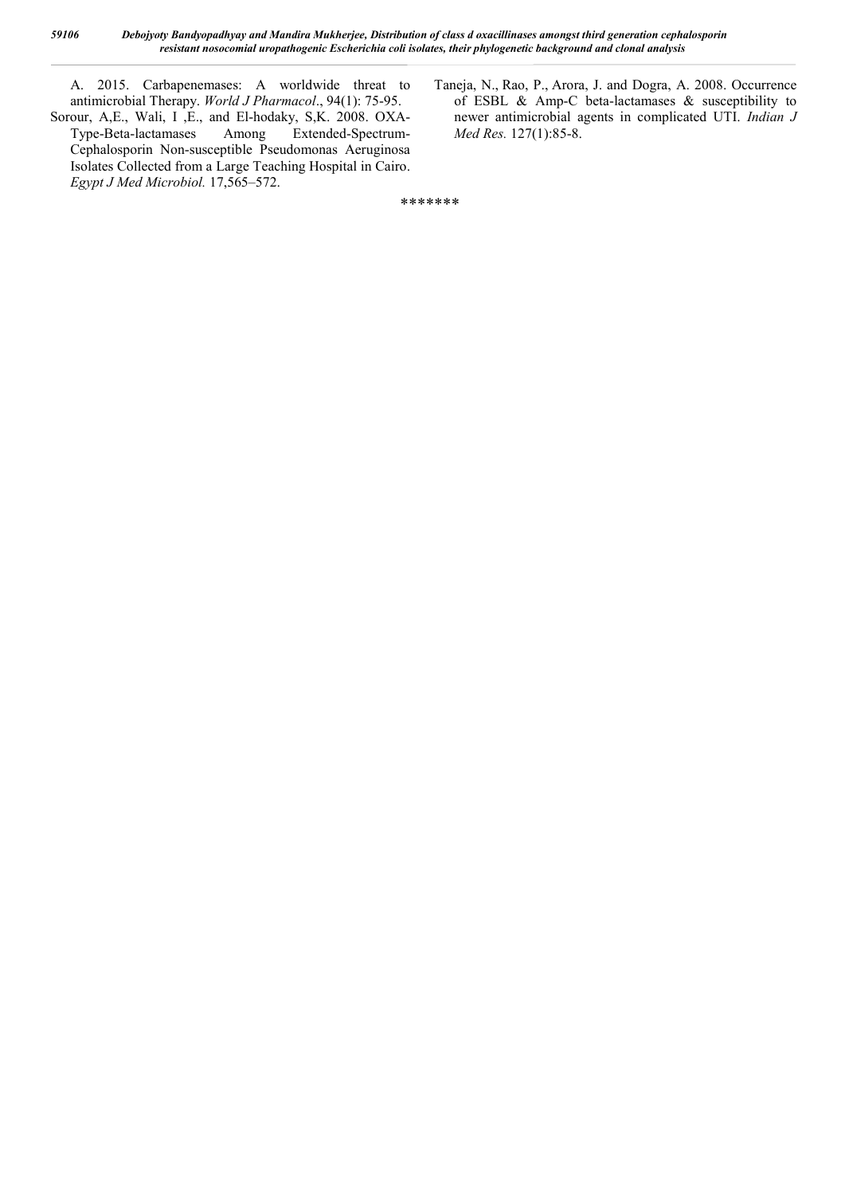A. 2015. Carbapenemases: A worldwide threat to antimicrobial Therapy. *World J Pharmacol*., 94(1): 75-95.

Sorour, A,E., Wali, I ,E., and El-hodaky, S,K. 2008. OXA-Type-Beta-lactamases Among Extended-Spectrum-Cephalosporin Non-susceptible Pseudomonas Aeruginosa Isolates Collected from a Large Teaching Hospital in Cairo. *Egypt J Med Microbiol.* 17,565–572.

Taneja, N., Rao, P., Arora, J. and Dogra, A. 2008. Occurrence of ESBL & Amp-C beta-lactamases & susceptibility to newer antimicrobial agents in complicated UTI. *Indian J Med Res.* 127(1):85-8.

*******